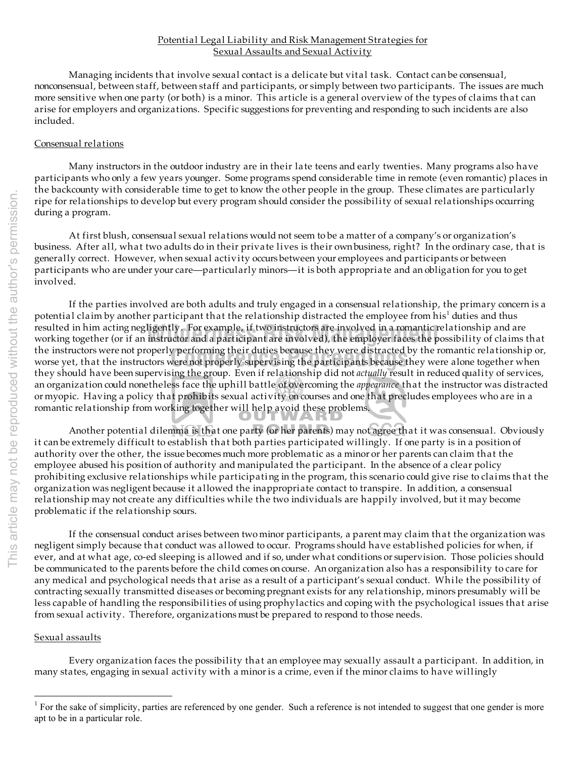# Potential Legal Liability and Risk Management Strategies for Sexual Assaults and Sexual Activity

Managing incidents that involve sexual contact is a delicate but vital task. Contact can be consensual, nonconsensual, between staff, between staff and participants, or simply between two participants. The issues are much more sensitive when one party (or both) is a minor. This article is a general overview of the types of claims that can arise for employers and organizations. Specific suggestions for preventing and responding to such incidents are also included.

## Consensual relations

Many instructors in the outdoor industry are in their late teens and early twenties. Many programs also have participants who only a few years younger. Some programs spend considerable time in remote (even romantic) places in the backcounty with considerable time to get to know the other people in the group. These climates are particularly ripe for relationships to develop but every program should consider the possibility of sexual relationships occurring during a program.

At first blush, consensual sexual relations would not seem to be a matter of a company's or organization's business. After all, what two adults do in their private lives is their own business, right? In the ordinary case, that is generally correct. However, when sexual activity occurs between your employees and participants or between participants who are under your care—particularly minors—it is both appropriate and an obligation for you to get involved.

If the parties involved are both adults and truly engaged in a consensual relationship, the primary concern is a potential claim by another participant that the relationship distracted the employee from his[1] duties and thus resulted in him acting negligently. For example, if two instructors are involved in a romantic relationship and are working together (or if an instructor and a participant are involved), the employer faces the possibility of claims that the instructors were not properly performing their duties because they were distracted by the romantic relationship or, worse yet, that the instructors were not properly supervising the participants because they were alone together when they should have been supervising the group. Even if relationship did not *actually* result in reduced quality of services, an organization could nonetheless face the uphill battle of overcoming the *appearance* that the instructor was distracted or myopic. Having a policy that prohibits sexual activity on courses and one that precludes employees who are in a romantic relationship from working together will help avoid these problems.

Another potential dilemma is that one party (or her parents) may not agree that it was consensual. Obviously it can be extremely difficult to establish that both parties participated willingly. If one party is in a position of authority over the other, the issue becomes much more problematic as a minor or her parents can claim that the employee abused his position of authority and manipulated the participant. In the absence of a clear policy prohibiting exclusive relationships while participating in the program, this scenario could give rise to claims that the organization was negligent because it allowed the inappropriate contact to transpire. In addition, a consensual relationship may not create any difficulties while the two individuals are happily involved, but it may become problematic if the relationship sours.

If the consensual conduct arises between two minor participants, a parent may claim that the organization was negligent simply because that conduct was allowed to occur. Programs should have established policies for when, if ever, and at what age, co-ed sleeping is allowed and if so, under what conditions or supervision. Those policies should be communicated to the parents before the child comes on course. An organization also has a responsibility to care for any medical and psychological needs that arise as a result of a participant's sexual conduct. While the possibility of contracting sexually transmitted diseases or becoming pregnant exists for any relationship, minors presumably will be less capable of handling the responsibilities of using prophylactics and coping with the psychological issues that arise from sexual activity. Therefore, organizations must be prepared to respond to those needs.

## Sexual assaults

Every organization faces the possibility that an employee may sexually assault a participant. In addition, in many states, engaging in sexual activity with a minor is a crime, even if the minor claims to have willingly

---

[1] For the sake of simplicity, parties are referenced by one gender. Such a reference is not intended to suggest that one gender is more apt to be in a particular role.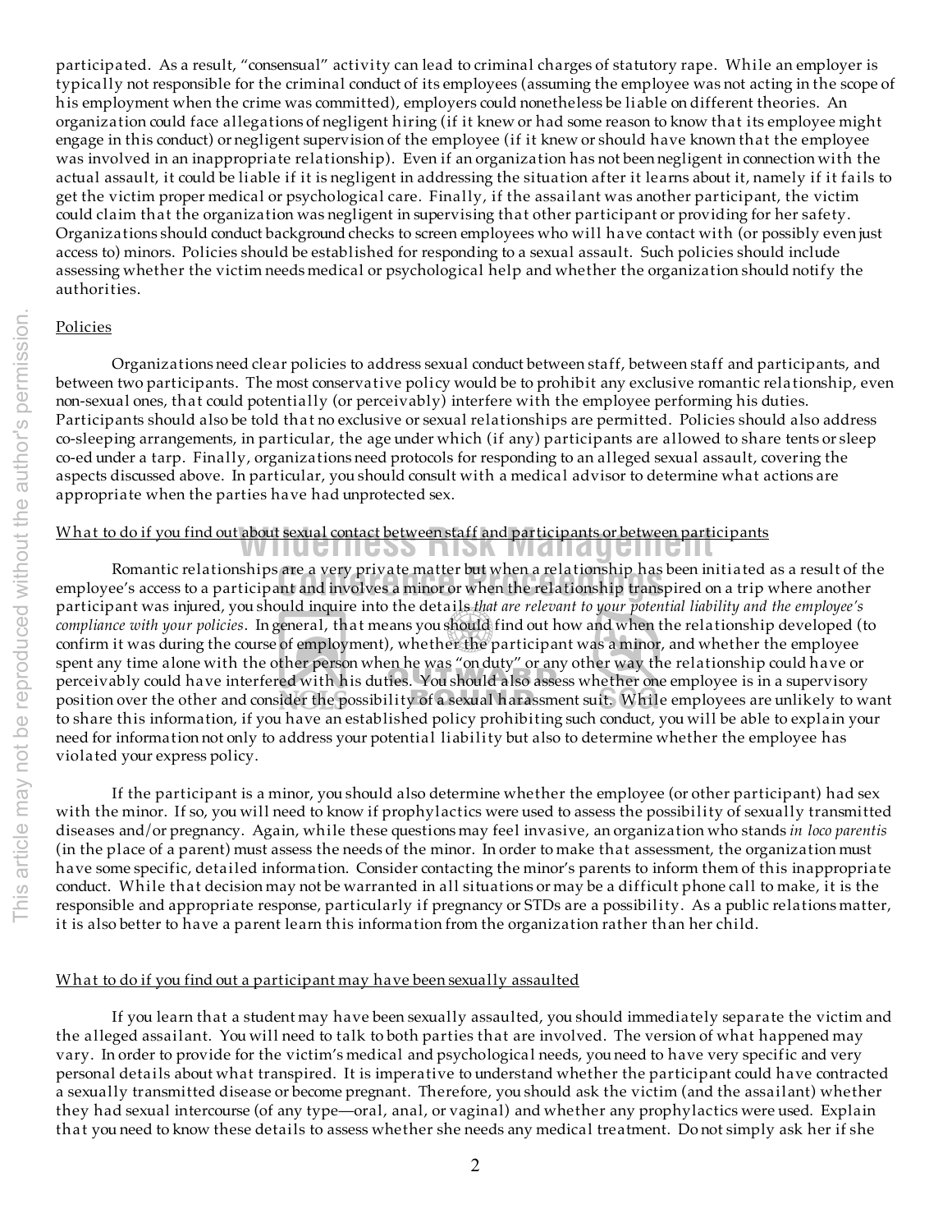participated. As a result, "consensual" activity can lead to criminal charges of statutory rape. While an employer is typically not responsible for the criminal conduct of its employees (assuming the employee was not acting in the scope of his employment when the crime was committed), employers could nonetheless be liable on different theories. An organization could face allegations of negligent hiring (if it knew or had some reason to know that its employee might engage in this conduct) or negligent supervision of the employee (if it knew or should have known that the employee was involved in an inappropriate relationship). Even if an organization has not been negligent in connection with the actual assault, it could be liable if it is negligent in addressing the situation after it learns about it, namely if it fails to get the victim proper medical or psychological care. Finally, if the assailant was another participant, the victim could claim that the organization was negligent in supervising that other participant or providing for her safety. Organizations should conduct background checks to screen employees who will have contact with (or possibly even just access to) minors. Policies should be established for responding to a sexual assault. Such policies should include assessing whether the victim needs medical or psychological help and whether the organization should notify the authorities.

## Policies

Organizations need clear policies to address sexual conduct between staff, between staff and participants, and between two participants. The most conservative policy would be to prohibit any exclusive romantic relationship, even non-sexual ones, that could potentially (or perceivably) interfere with the employee performing his duties. Participants should also be told that no exclusive or sexual relationships are permitted. Policies should also address co-sleeping arrangements, in particular, the age under which (if any) participants are allowed to share tents or sleep co-ed under a tarp. Finally, organizations need protocols for responding to an alleged sexual assault, covering the aspects discussed above. In particular, you should consult with a medical advisor to determine what actions are appropriate when the parties have had unprotected sex.

## What to do if you find out about sexual contact between staff and participants or between participants

Romantic relationships are a very private matter but when a relationship has been initiated as a result of the employee's access to a participant and involves a minor or when the relationship transpired on a trip where another participant was injured, you should inquire into the details *that are relevant to your potential liability and the employee's compliance with your policies*. In general, that means you should find out how and when the relationship developed (to confirm it was during the course of employment), whether the participant was a minor, and whether the employee spent any time alone with the other person when he was "on duty" or any other way the relationship could have or perceivably could have interfered with his duties. You should also assess whether one employee is in a supervisory position over the other and consider the possibility of a sexual harassment suit. While employees are unlikely to want to share this information, if you have an established policy prohibiting such conduct, you will be able to explain your need for information not only to address your potential liability but also to determine whether the employee has violated your express policy.

If the participant is a minor, you should also determine whether the employee (or other participant) had sex with the minor. If so, you will need to know if prophylactics were used to assess the possibility of sexually transmitted diseases and/or pregnancy. Again, while these questions may feel invasive, an organization who stands *in loco parentis* (in the place of a parent) must assess the needs of the minor. In order to make that assessment, the organization must have some specific, detailed information. Consider contacting the minor's parents to inform them of this inappropriate conduct. While that decision may not be warranted in all situations or may be a difficult phone call to make, it is the responsible and appropriate response, particularly if pregnancy or STDs are a possibility. As a public relations matter, it is also better to have a parent learn this information from the organization rather than her child.

## What to do if you find out a participant may have been sexually assaulted

If you learn that a student may have been sexually assaulted, you should immediately separate the victim and the alleged assailant. You will need to talk to both parties that are involved. The version of what happened may vary. In order to provide for the victim's medical and psychological needs, you need to have very specific and very personal details about what transpired. It is imperative to understand whether the participant could have contracted a sexually transmitted disease or become pregnant. Therefore, you should ask the victim (and the assailant) whether they had sexual intercourse (of any type—oral, anal, or vaginal) and whether any prophylactics were used. Explain that you need to know these details to assess whether she needs any medical treatment. Do not simply ask her if she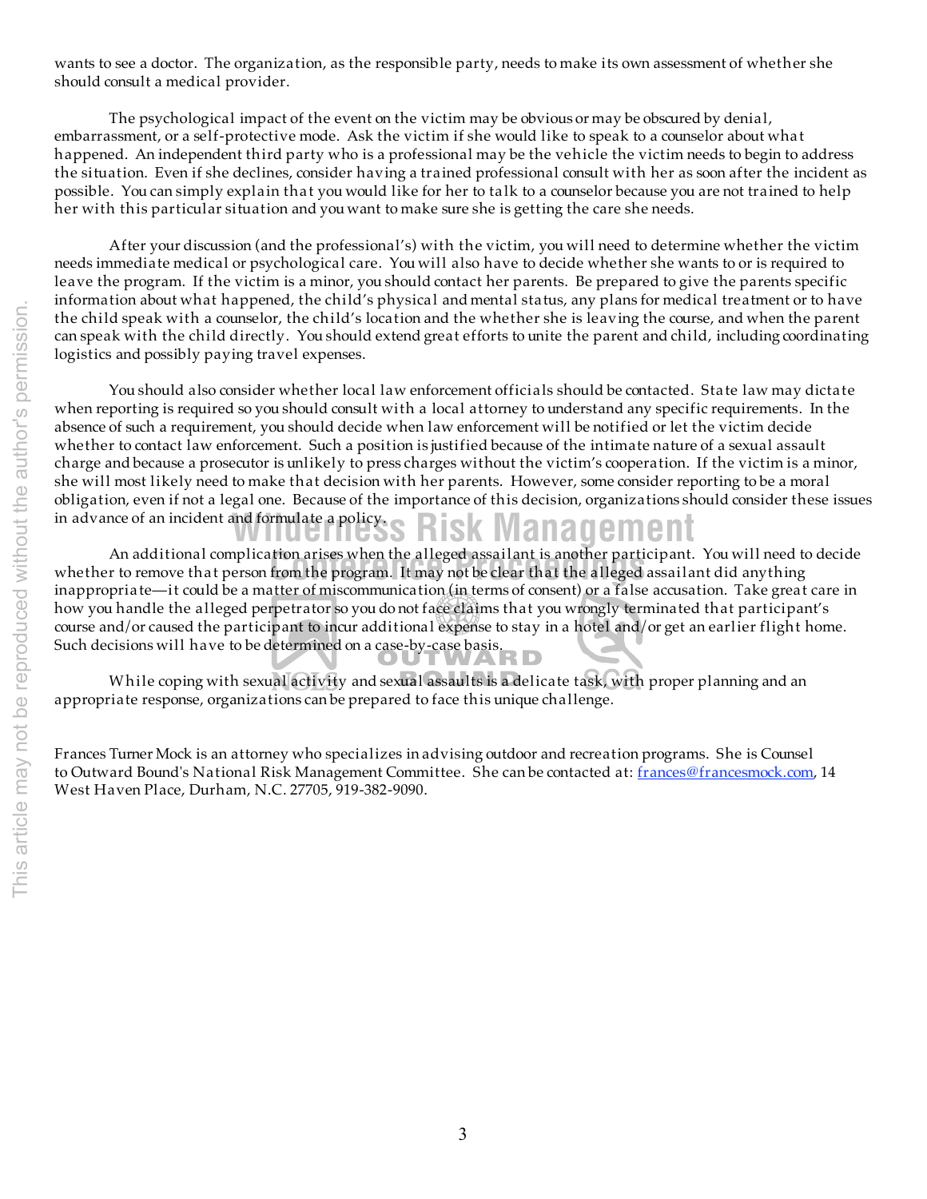wants to see a doctor. The organization, as the responsible party, needs to make its own assessment of whether she should consult a medical provider.

The psychological impact of the event on the victim may be obvious or may be obscured by denial, embarrassment, or a self-protective mode. Ask the victim if she would like to speak to a counselor about what happened. An independent third party who is a professional may be the vehicle the victim needs to begin to address the situation. Even if she declines, consider having a trained professional consult with her as soon after the incident as possible. You can simply explain that you would like for her to talk to a counselor because you are not trained to help her with this particular situation and you want to make sure she is getting the care she needs.

After your discussion (and the professional's) with the victim, you will need to determine whether the victim needs immediate medical or psychological care. You will also have to decide whether she wants to or is required to leave the program. If the victim is a minor, you should contact her parents. Be prepared to give the parents specific information about what happened, the child's physical and mental status, any plans for medical treatment or to have the child speak with a counselor, the child's location and the whether she is leaving the course, and when the parent can speak with the child directly. You should extend great efforts to unite the parent and child, including coordinating logistics and possibly paying travel expenses.

You should also consider whether local law enforcement officials should be contacted. State law may dictate when reporting is required so you should consult with a local attorney to understand any specific requirements. In the absence of such a requirement, you should decide when law enforcement will be notified or let the victim decide whether to contact law enforcement. Such a position is justified because of the intimate nature of a sexual assault charge and because a prosecutor is unlikely to press charges without the victim's cooperation. If the victim is a minor, she will most likely need to make that decision with her parents. However, some consider reporting to be a moral obligation, even if not a legal one. Because of the importance of this decision, organizations should consider these issues in advance of an incident and formulate a policy.

An additional complication arises when the alleged assailant is another participant. You will need to decide whether to remove that person from the program. It may not be clear that the alleged assailant did anything inappropriate—it could be a matter of miscommunication (in terms of consent) or a false accusation. Take great care in how you handle the alleged perpetrator so you do not face claims that you wrongly terminated that participant's course and/or caused the participant to incur additional expense to stay in a hotel and/or get an earlier flight home. Such decisions will have to be determined on a case-by-case basis.

While coping with sexual activity and sexual assaults is a delicate task, with proper planning and an appropriate response, organizations can be prepared to face this unique challenge.

Frances Turner Mock is an attorney who specializes in advising outdoor and recreation programs. She is Counsel to Outward Bound's National Risk Management Committee. She can be contacted at: frances@francesmock.com, 14 West Haven Place, Durham, N.C. 27705, 919-382-9090.